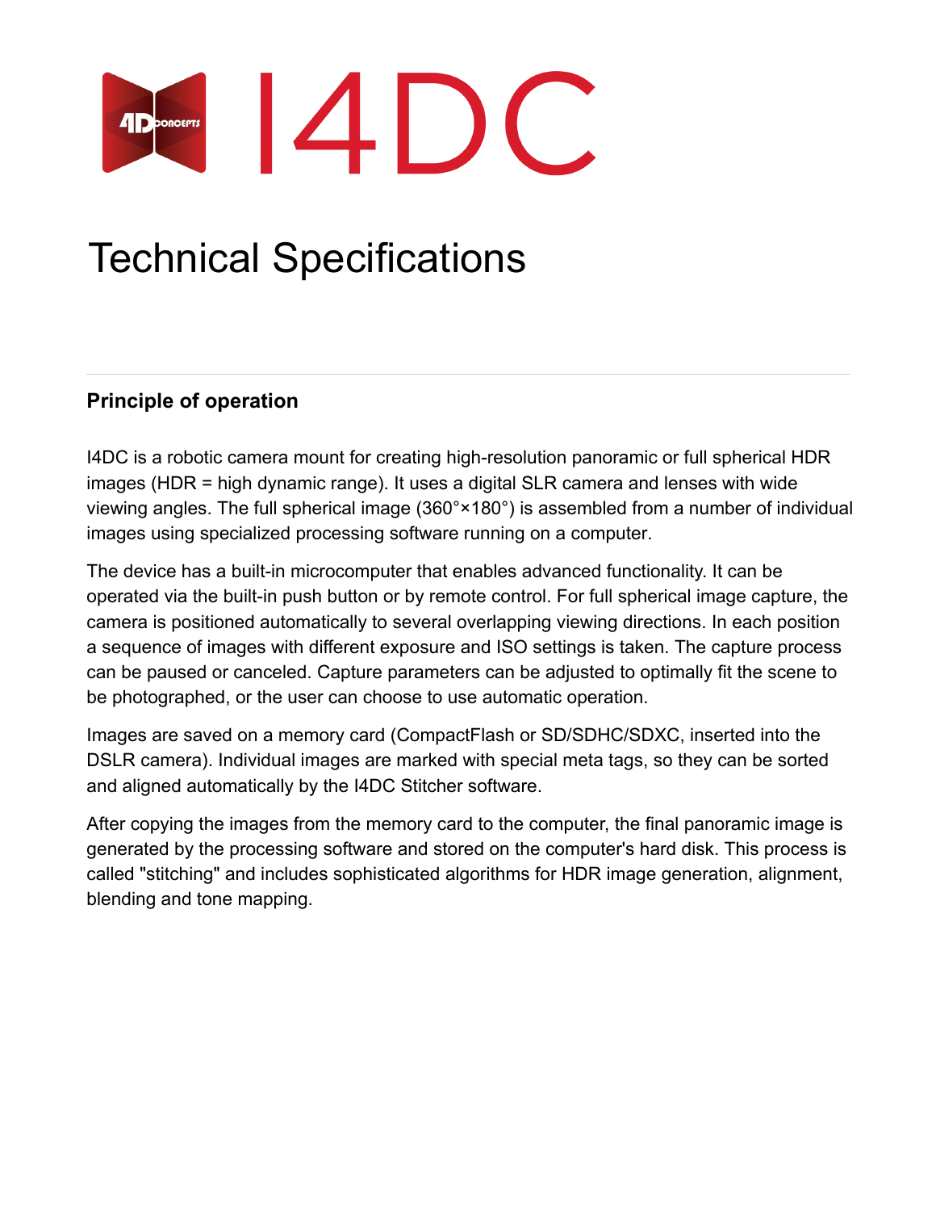# I4DC

# Technical Specifications

## Principle of operation

I4DC is a robotic camera mount for creating high-resolution panoramic or full spherical HDR images (HDR = high dynamic range). It uses a digital SLR camera and lenses with wide viewing angles. The full spherical image (360°×180°) is assembled from a number of individual images using specialized processing software running on a computer.

The device has a built-in microcomputer that enables advanced functionality. It can be operated via the built-in push button or by remote control. For full spherical image capture, the camera is positioned automatically to several overlapping viewing directions. In each position a sequence of images with different exposure and ISO settings is taken. The capture process can be paused or canceled. Capture parameters can be adjusted to optimally fit the scene to be photographed, or the user can choose to use automatic operation.

Images are saved on a memory card (CompactFlash or SD/SDHC/SDXC, inserted into the DSLR camera). Individual images are marked with special meta tags, so they can be sorted and aligned automatically by the I4DC Stitcher software.

After copying the images from the memory card to the computer, the final panoramic image is generated by the processing software and stored on the computer's hard disk. This process is called "stitching" and includes sophisticated algorithms for HDR image generation, alignment, blending and tone mapping.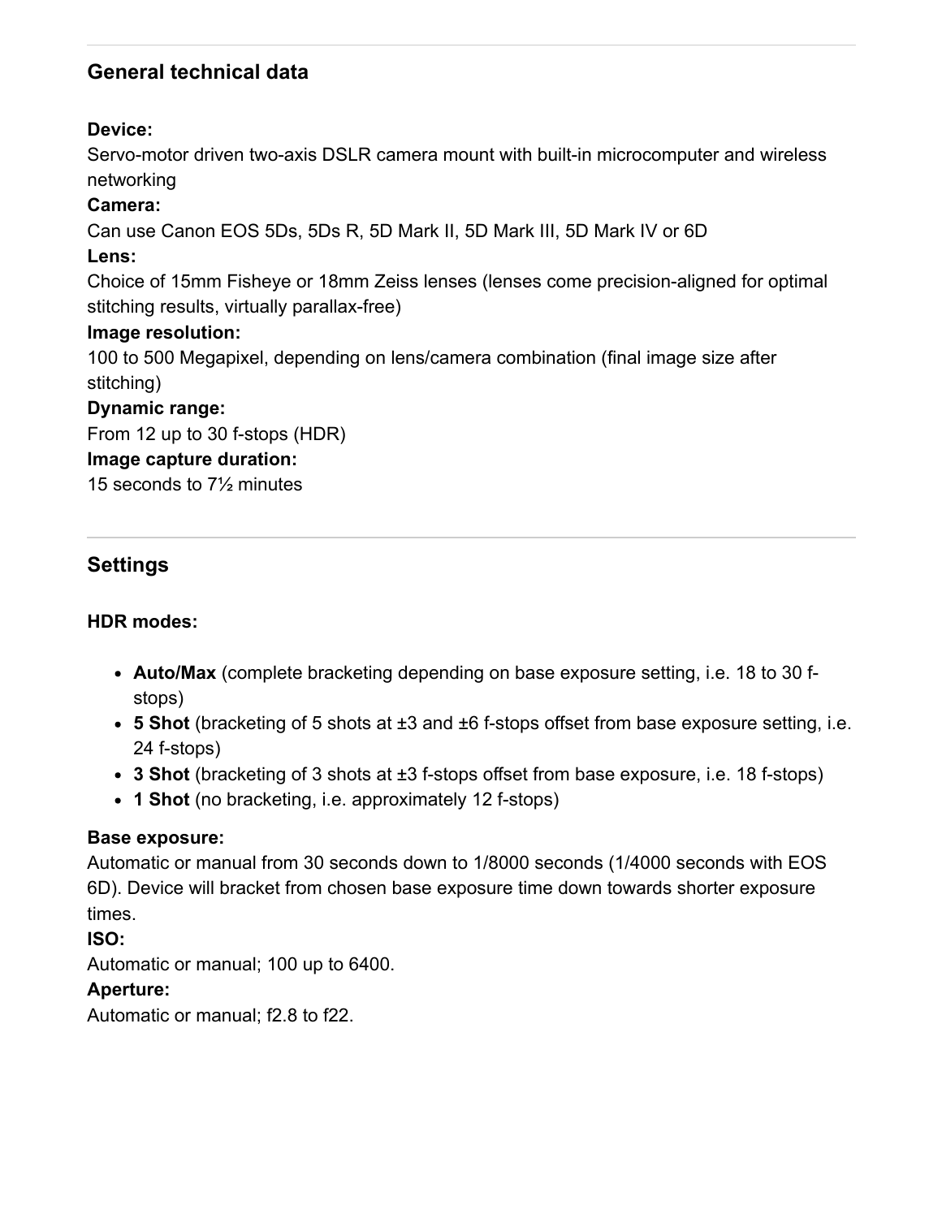## General technical data

**Device:**
Servo-motor driven two-axis DSLR camera mount with built-in microcomputer and wireless networking

**Camera:**
Can use Canon EOS 5Ds, 5Ds R, 5D Mark II, 5D Mark III, 5D Mark IV or 6D

**Lens:**
Choice of 15mm Fisheye or 18mm Zeiss lenses (lenses come precision-aligned for optimal stitching results, virtually parallax-free)

**Image resolution:**
100 to 500 Megapixel, depending on lens/camera combination (final image size after stitching)

**Dynamic range:**
From 12 up to 30 f-stops (HDR)

**Image capture duration:**
15 seconds to 7½ minutes

## Settings

**HDR modes:**

- **Auto/Max** (complete bracketing depending on base exposure setting, i.e. 18 to 30 f-stops)
- **5 Shot** (bracketing of 5 shots at ±3 and ±6 f-stops offset from base exposure setting, i.e. 24 f-stops)
- **3 Shot** (bracketing of 3 shots at ±3 f-stops offset from base exposure, i.e. 18 f-stops)
- **1 Shot** (no bracketing, i.e. approximately 12 f-stops)

**Base exposure:**
Automatic or manual from 30 seconds down to 1/8000 seconds (1/4000 seconds with EOS 6D). Device will bracket from chosen base exposure time down towards shorter exposure times.

**ISO:**
Automatic or manual; 100 up to 6400.

**Aperture:**
Automatic or manual; f2.8 to f22.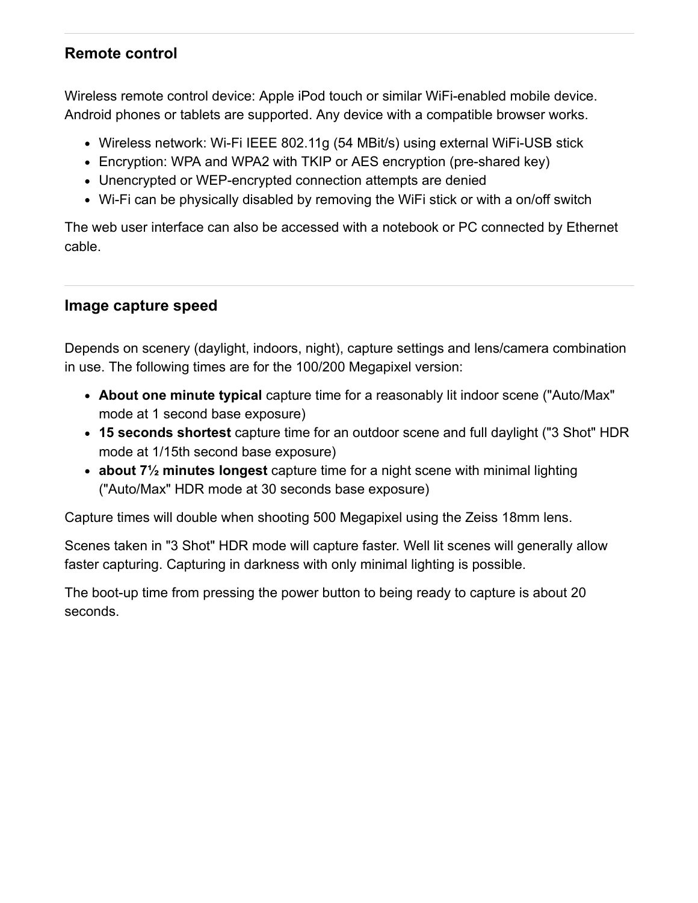## Remote control

Wireless remote control device: Apple iPod touch or similar WiFi-enabled mobile device. Android phones or tablets are supported. Any device with a compatible browser works.

- Wireless network: Wi-Fi IEEE 802.11g (54 MBit/s) using external WiFi-USB stick
- Encryption: WPA and WPA2 with TKIP or AES encryption (pre-shared key)
- Unencrypted or WEP-encrypted connection attempts are denied
- Wi-Fi can be physically disabled by removing the WiFi stick or with a on/off switch

The web user interface can also be accessed with a notebook or PC connected by Ethernet cable.

## Image capture speed

Depends on scenery (daylight, indoors, night), capture settings and lens/camera combination in use. The following times are for the 100/200 Megapixel version:

- **About one minute typical** capture time for a reasonably lit indoor scene ("Auto/Max" mode at 1 second base exposure)
- **15 seconds shortest** capture time for an outdoor scene and full daylight ("3 Shot" HDR mode at 1/15th second base exposure)
- **about 7½ minutes longest** capture time for a night scene with minimal lighting ("Auto/Max" HDR mode at 30 seconds base exposure)

Capture times will double when shooting 500 Megapixel using the Zeiss 18mm lens.

Scenes taken in "3 Shot" HDR mode will capture faster. Well lit scenes will generally allow faster capturing. Capturing in darkness with only minimal lighting is possible.

The boot-up time from pressing the power button to being ready to capture is about 20 seconds.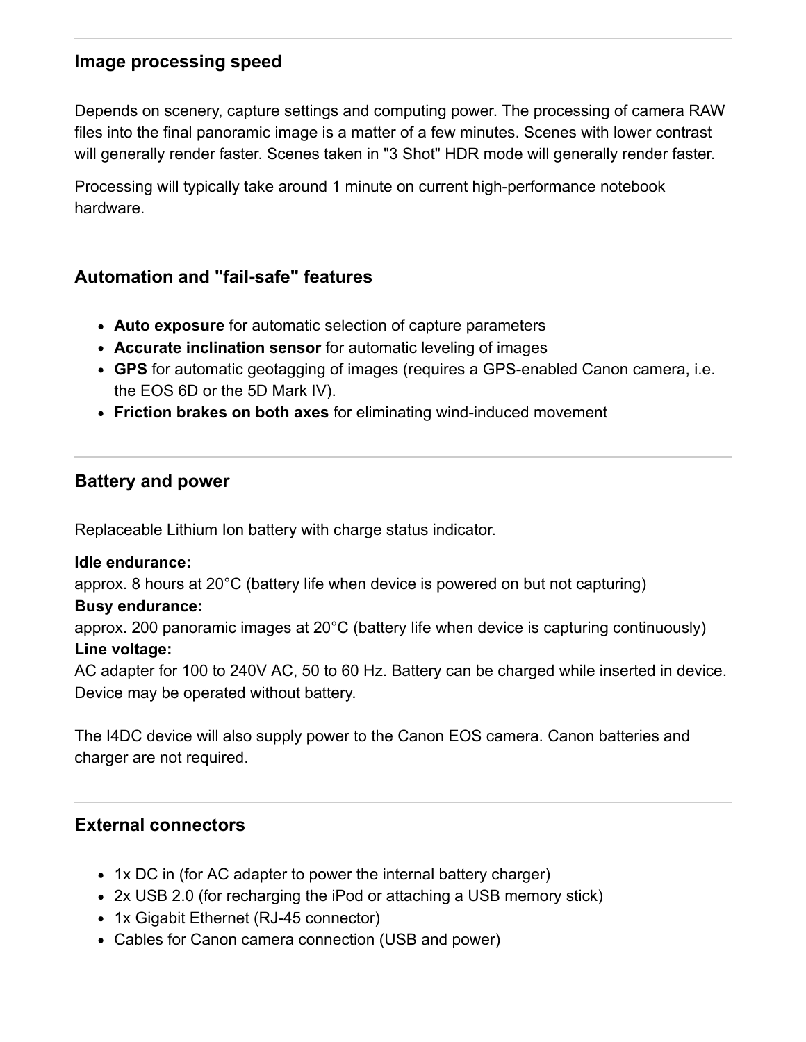### Image processing speed

Depends on scenery, capture settings and computing power. The processing of camera RAW files into the final panoramic image is a matter of a few minutes. Scenes with lower contrast will generally render faster. Scenes taken in "3 Shot" HDR mode will generally render faster.

Processing will typically take around 1 minute on current high-performance notebook hardware.

### Automation and "fail-safe" features

- **Auto exposure** for automatic selection of capture parameters
- **Accurate inclination sensor** for automatic leveling of images
- **GPS** for automatic geotagging of images (requires a GPS-enabled Canon camera, i.e. the EOS 6D or the 5D Mark IV).
- **Friction brakes on both axes** for eliminating wind-induced movement

### Battery and power

Replaceable Lithium Ion battery with charge status indicator.

**Idle endurance:**
approx. 8 hours at 20°C (battery life when device is powered on but not capturing)
**Busy endurance:**
approx. 200 panoramic images at 20°C (battery life when device is capturing continuously)
**Line voltage:**
AC adapter for 100 to 240V AC, 50 to 60 Hz. Battery can be charged while inserted in device. Device may be operated without battery.

The I4DC device will also supply power to the Canon EOS camera. Canon batteries and charger are not required.

### External connectors

- 1x DC in (for AC adapter to power the internal battery charger)
- 2x USB 2.0 (for recharging the iPod or attaching a USB memory stick)
- 1x Gigabit Ethernet (RJ-45 connector)
- Cables for Canon camera connection (USB and power)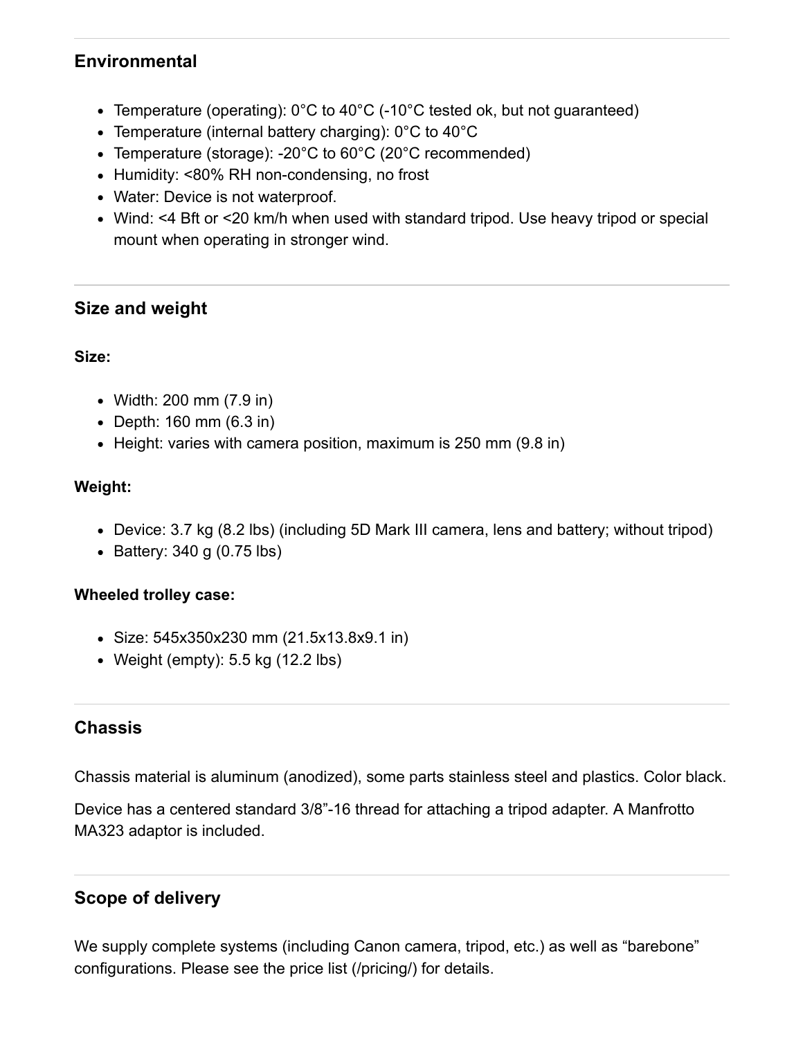## Environmental

- Temperature (operating): 0°C to 40°C (-10°C tested ok, but not guaranteed)
- Temperature (internal battery charging): 0°C to 40°C
- Temperature (storage): -20°C to 60°C (20°C recommended)
- Humidity: <80% RH non-condensing, no frost
- Water: Device is not waterproof.
- Wind: <4 Bft or <20 km/h when used with standard tripod. Use heavy tripod or special mount when operating in stronger wind.

## Size and weight

**Size:**

- Width: 200 mm (7.9 in)
- Depth: 160 mm (6.3 in)
- Height: varies with camera position, maximum is 250 mm (9.8 in)

**Weight:**

- Device: 3.7 kg (8.2 lbs) (including 5D Mark III camera, lens and battery; without tripod)
- Battery: 340 g (0.75 lbs)

**Wheeled trolley case:**

- Size: 545x350x230 mm (21.5x13.8x9.1 in)
- Weight (empty): 5.5 kg (12.2 lbs)

## Chassis

Chassis material is aluminum (anodized), some parts stainless steel and plastics. Color black.

Device has a centered standard 3/8”-16 thread for attaching a tripod adapter. A Manfrotto MA323 adaptor is included.

## Scope of delivery

We supply complete systems (including Canon camera, tripod, etc.) as well as “barebone” configurations. Please see the price list (/pricing/) for details.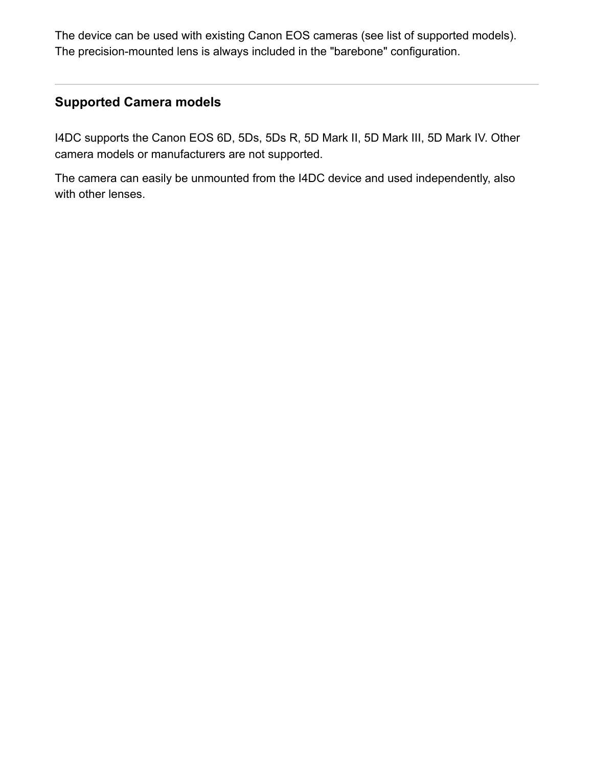The device can be used with existing Canon EOS cameras (see list of supported models). The precision-mounted lens is always included in the "barebone" configuration.

---

## Supported Camera models

I4DC supports the Canon EOS 6D, 5Ds, 5Ds R, 5D Mark II, 5D Mark III, 5D Mark IV. Other camera models or manufacturers are not supported.

The camera can easily be unmounted from the I4DC device and used independently, also with other lenses.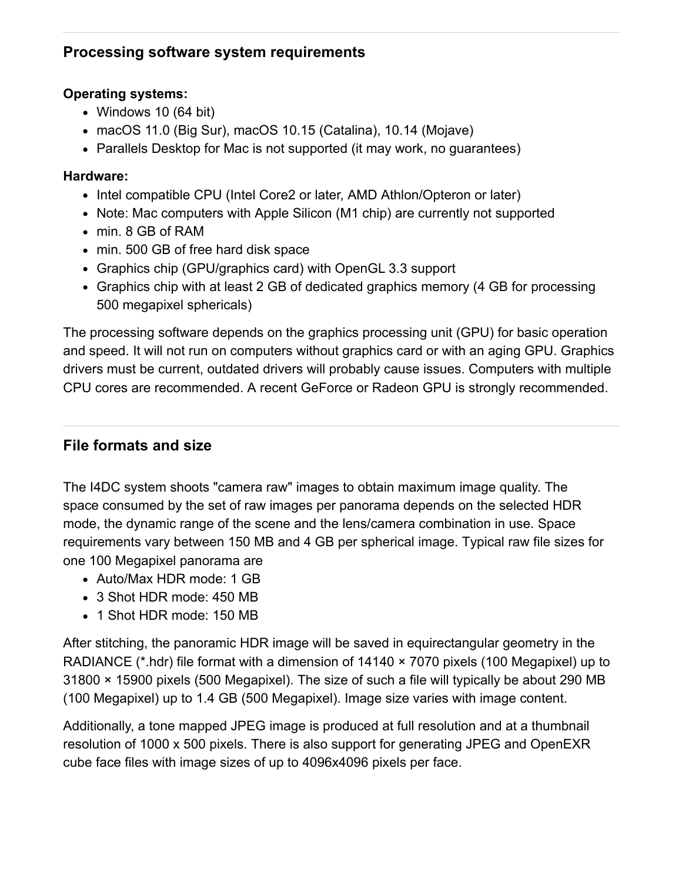## Processing software system requirements

**Operating systems:**

- Windows 10 (64 bit)
- macOS 11.0 (Big Sur), macOS 10.15 (Catalina), 10.14 (Mojave)
- Parallels Desktop for Mac is not supported (it may work, no guarantees)

**Hardware:**

- Intel compatible CPU (Intel Core2 or later, AMD Athlon/Opteron or later)
- Note: Mac computers with Apple Silicon (M1 chip) are currently not supported
- min. 8 GB of RAM
- min. 500 GB of free hard disk space
- Graphics chip (GPU/graphics card) with OpenGL 3.3 support
- Graphics chip with at least 2 GB of dedicated graphics memory (4 GB for processing 500 megapixel sphericals)

The processing software depends on the graphics processing unit (GPU) for basic operation and speed. It will not run on computers without graphics card or with an aging GPU. Graphics drivers must be current, outdated drivers will probably cause issues. Computers with multiple CPU cores are recommended. A recent GeForce or Radeon GPU is strongly recommended.

## File formats and size

The I4DC system shoots "camera raw" images to obtain maximum image quality. The space consumed by the set of raw images per panorama depends on the selected HDR mode, the dynamic range of the scene and the lens/camera combination in use. Space requirements vary between 150 MB and 4 GB per spherical image. Typical raw file sizes for one 100 Megapixel panorama are

- Auto/Max HDR mode: 1 GB
- 3 Shot HDR mode: 450 MB
- 1 Shot HDR mode: 150 MB

After stitching, the panoramic HDR image will be saved in equirectangular geometry in the RADIANCE (*.hdr) file format with a dimension of 14140 × 7070 pixels (100 Megapixel) up to 31800 × 15900 pixels (500 Megapixel). The size of such a file will typically be about 290 MB (100 Megapixel) up to 1.4 GB (500 Megapixel). Image size varies with image content.

Additionally, a tone mapped JPEG image is produced at full resolution and at a thumbnail resolution of 1000 x 500 pixels. There is also support for generating JPEG and OpenEXR cube face files with image sizes of up to 4096x4096 pixels per face.